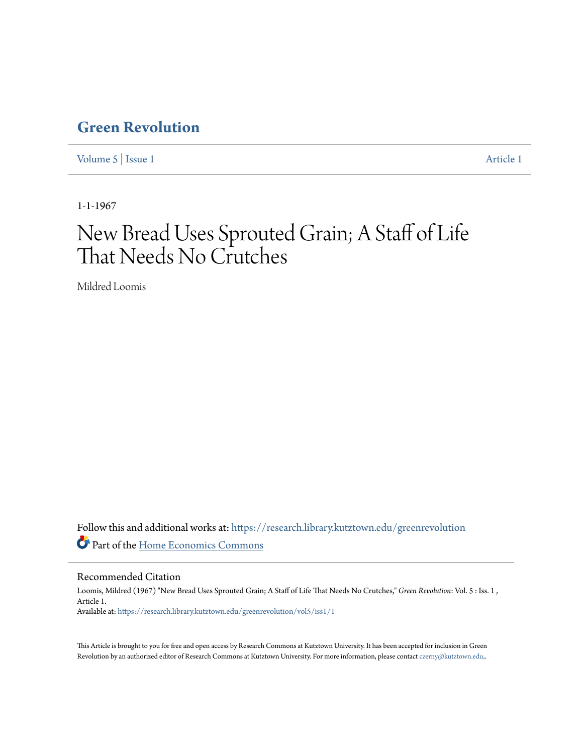# Green Revolution

Volume 5 | Issue 1 Article 1

1-1-1967

# New Bread Uses Sprouted Grain; A Staff of Life That Needs No Crutches

Mildred Loomis

Follow this and additional works at: https://research.library.kutztown.edu/greenrevolution

Part of the Home Economics Commons

## Recommended Citation

Loomis, Mildred (1967) "New Bread Uses Sprouted Grain; A Staff of Life That Needs No Crutches," *Green Revolution*: Vol. 5 : Iss. 1 , Article 1.

Available at: https://research.library.kutztown.edu/greenrevolution/vol5/iss1/1

This Article is brought to you for free and open access by Research Commons at Kutztown University. It has been accepted for inclusion in Green Revolution by an authorized editor of Research Commons at Kutztown University. For more information, please contact czerny@kutztown.edu,.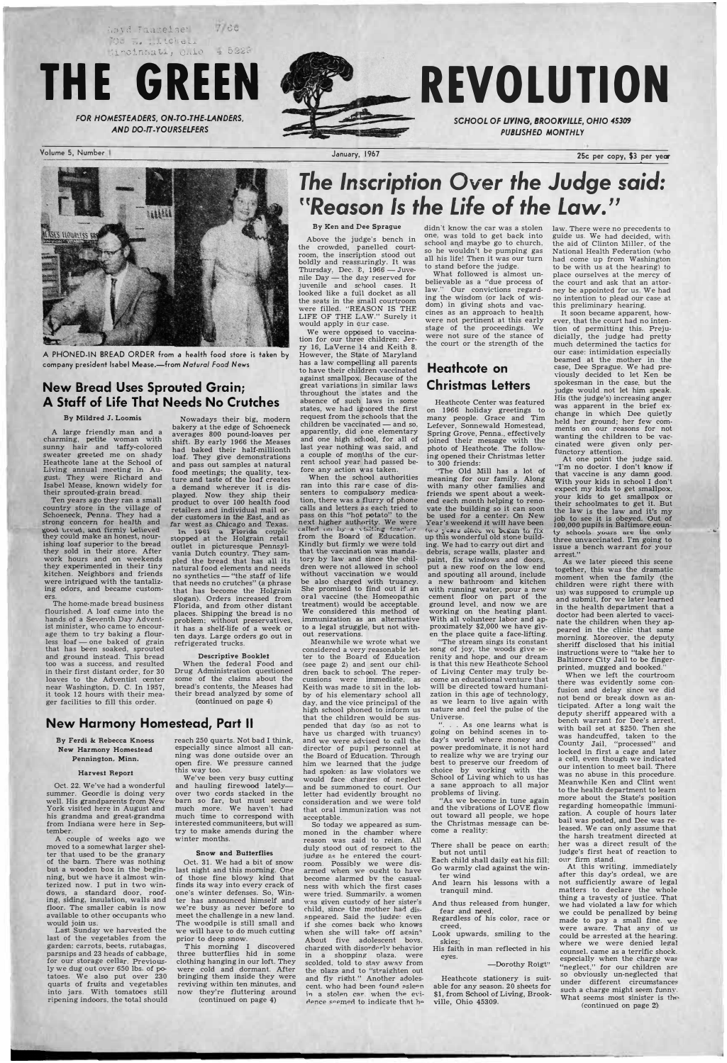# THE GREEN REVOLUTION

FOR HOMESTEADERS, ON-TO-THE-LANDERS, AND DO-IT-YOURSELFERS

SCHOOL OF LIVING, BROOKVILLE, OHIO 45309
PUBLISHED MONTHLY

Volume 5, Number 1 — January, 1967 — 25c per copy, $3 per year

A PHONED-IN BREAD ORDER from a health food store is taken by company president Isabel Mease.—from *Natural Food News*

## New Bread Uses Sprouted Grain; A Staff of Life That Needs No Crutches

By Mildred J. Loomis

A large friendly man and a charming, petite woman with sunny hair and taffy-colored sweater greeted me on shady Heathcote lane at the School of Living annual meeting in August. They were Richard and Isabel Mease, known widely for their sprouted-grain bread.

Ten years ago they ran a small country store in the village of Schoeneck, Penna. They had a strong concern for health and good bread, and firmly believed they could make an honest, nourishing loaf superior to the bread they sold in their store. After work hours and on weekends they experimented in their tiny kitchen. Neighbors and friends were intrigued with the tantalizing odors, and became customers.

The home-made bread business flourished. A loaf came into the hands of a Seventh Day Adventist minister, who came to encourage them to try baking a flourless loaf — one baked of grain that has been soaked, sprouted and ground instead. This bread too was a success, and resulted in their first distant order, for 30 loaves to the Adventist center near Washington, D. C. In 1957, it took 12 hours with their meager facilities to fill this order.

Nowadays their big, modern bakery at the edge of Schoeneck averages 800 pound-loaves per shift. By early 1966 the Meases had baked their half-millionth loaf. They give demonstrations and pass out samples at natural food meetings; the quality, texture and taste of the loaf creates a demand wherever it is displayed. Now they ship their product to over 100 health food retailers and individual mail order customers in the East, and as far west as Chicago and Texas.

In 1961 a Florida couple stopped at the Holgrain retail outlet in picturesque Pennsylvania Dutch country. They sampled the bread that has all its natural food elements and needs no synthetics — "the staff of life that needs no crutches" (a phrase that has become the Holgrain slogan). Orders increased from Florida, and from other distant places. Shipping the bread is no problem; without preservatives, it has a shelf-life of a week or ten days. Large orders go out in refrigerated trucks.

### Descriptive Booklet

When the federal Food and Drug Administration questioned some of the claims about the bread's contents, the Meases had their bread analyzed by some of (continued on page 4)

## New Harmony Homestead, Part II

By Ferdi & Rebecca Knoess
New Harmony Homestead
Pennington, Minn.

### Harvest Report

Oct. 22. We've had a wonderful summer. Geordie is doing very well. His grandparents from New York visited here in August and his grandma and great-grandma from Indiana were here in September.

A couple of weeks ago we moved to a somewhat larger shelter that used to be the granary of the barn. There was nothing but a wooden box in the beginning, but we have it almost winterized now. I put in two windows, a standard door, roofing, siding, insulation, walls and floor. The smaller cabin is now available to other occupants who would join us.

Last Sunday we harvested the last of the vegetables from the garden: carrots, beets, rutabagas, parsnips and 23 heads of cabbage, for our storage cellar. Previously we dug out over 650 lbs. of potatoes. We also put over 230 quarts of fruits and vegetables into jars. With tomatoes still ripening indoors, the total should reach 250 quarts. Not bad I think, especially since almost all canning was done outside over an open fire. We pressure canned this way too.

We've been very busy cutting and hauling firewood lately—over two cords stacked in the barn so far, but must secure much more. We haven't had much time to correspond with interested communiteers, but will try to make amends during the winter months.

### Snow and Butterflies

Oct. 31. We had a bit of snow last night and this morning. One of those fine blowy kind that finds its way into every crack of one's winter defenses. So, Winter has announced himself and we're busy as never before to meet the challenge in a new land. The woodpile is still small and we will have to do much cutting prior to deep snow.

This morning I discovered three butterflies hid in some clothing hanging in our loft. They were cold and dormant. After bringing them inside they were reviving within ten minutes, and now they're fluttering around (continued on page 4)

## The Inscription Over the Judge said: "Reason Is the Life of the Law."

By Ken and Dee Sprague

Above the judge's bench in the crowded, panelled courtroom, the inscription stood out boldly and reassuringly. It was Thursday, Dec. 8, 1966 — Juvenile Day — the day reserved for juvenile and school cases. It looked like a full docket as all the seats in the small courtroom were filled. "REASON IS THE LIFE OF THE LAW." Surely it would apply in our case.

We were opposed to vaccination for our three children: Jerry 16, LaVerne 14 and Keith 8. However, the State of Maryland has a law compelling all parents to have their children vaccinated against smallpox. Because of the great variations in similar laws throughout the states and the absence of such laws in some states, we had ignored the first request from the schools that the children be vaccinated — and so, apparently, did one elementary and one high school, for all of last year nothing was said, and a couple of months of the current school year had passed before any action was taken.

When the school authorities ran into this rare case of dissenters to compulsory medication, there was a flurry of phone calls and letters as each tried to pass on this "hot potato" to the next higher authority. We were called on by a visiting teacher from the Board of Education. Kindly but firmly we were told that the vaccination was mandatory by law and since the children were not allowed in school without vaccination we would be also charged with truancy. She promised to find out if an oral vaccine (the Homeopathic treatment) would be acceptable. We considered this method of immunization as an alternative to a legal struggle, but not without reservations.

Meanwhile we wrote what we considered a very reasonable letter to the Board of Education (see page 2) and sent our children back to school. The repercussions were immediate, as Keith was made to sit in the lobby of his elementary school all day, and the vice principal of the high school phoned to inform us that the children would be suspended that day (so as not to have us charged with truancy) and we were advised to call the director of pupil personnel at the Board of Education. Through him we learned that the judge had spoken: as law violators we would face charges of neglect and be summoned to court. Our letter had evidently brought no consideration and we were told that oral immunization was not acceptable.

So today we appeared as summoned in the chamber where reason was said to reign. All duly stood out of respect to the judge as he entered the courtroom. Possibly we were disarmed when we ought to have become alarmed by the casualness with which the first cases were tried. Summarily, a women was given custody of her sister's child, since the mother had disappeared. Said the judge: even if she comes back who knows when she will take off again? About five adolescent boys, charged with disorderly behavior in a shopping plaza, were scolded, told to stay away from the plaza and to "straighten out and fly right." Another adolescent, who had been found asleep in a stolen car, when the evidence seemed to indicate that he didn't know the car was a stolen one, was told to get back into school and maybe go to church, so he wouldn't be pumping gas all his life! Then it was our turn to stand before the judge.

What followed is almost unbelievable as a "due process of law." Our convictions regarding the wisdom (or lack of wisdom) in giving shots and vaccines as an approach to health were not pertinent at this early stage of the proceedings. We were not sure of the stance of the court or the strength of the law. There were no precedents to guide us. We had decided, with the aid of Clinton Miller, of the National Health Federation (who had come up from Washington to be with us at the hearing) to place ourselves at the mercy of the court and ask that an attorney be appointed for us. We had no intention to plead our case at this preliminary hearing.

It soon became apparent, however, that the court had no intention of permitting this. Prejudicially, the judge had pretty much determined the tactics for our case: intimidation especially beamed at the mother in the case, Dee Sprague. We had previously decided to let Ken be spokesman in the case, but the judge would not let him speak. His (the judge's) increasing anger was apparent in the brief exchange in which Dee quietly held her ground; her few comments on our reasons for not wanting the children to be vaccinated were given only perfunctory attention.

At one point the judge said, "I'm no doctor. I don't know if that vaccine is any damn good. With your kids in school I don't expect my kids to get smallpox, your kids to get smallpox or their schoolmates to get it. But the law is the law and it's my job to see it is obeyed. Out of 100,000 pupils in Baltimore county schools yours are the only three unvaccinated. I'm going to issue a bench warrant for your arrest."

As we later pieced this scene together, this was the dramatic moment when the family (the children were right there with us) was supposed to crumple up and submit, for we later learned in the health department that a doctor had been alerted to vaccinate the children when they appeared in the clinic that same morning. Moreover, the deputy sheriff disclosed that his initial instructions were to "take her to Baltimore City Jail to be fingerprinted, mugged and booked."

When we left the courtroom there was evidently some confusion and delay since we did not bend or break down as anticipated. After a long wait the deputy sheriff appeared with a bench warrant for Dee's arrest, with bail set at $250. Then she was handcuffed, taken to the County Jail, "processed" and locked in first a cage and later a cell, even though we indicated our intention to meet bail. There was no abuse in this procedure. Meanwhile Ken and Clint went to the health department to learn more about the State's position regarding homeopathic immunization. A couple of hours later bail was posted, and Dee was released. We can only assume that the harsh treatment directed at her was a direct result of the judge's first heat of reaction to our firm stand.

At this writing, immediately after this day's ordeal, we are not sufficiently aware of legal matters to declare the whole thing a travesty of justice. That we had violated a law for which we could be penalized by being made to pay a small fine we were aware. That any of us could be arrested at the hearing, where we were denied legal counsel, came as a terrific shock, especially when the charge was "neglect," for our children are so obviously un-neglected that under different circumstances such a charge might seem funny. What seems most sinister is the (continued on page 2)

## Heathcote on Christmas Letters

Heathcote Center was featured on 1966 holiday greetings to many people. Grace and Tim Lefever, Sonnewald Homestead, Spring Grove, Penna., effectively joined their message with the photo of Heathcote. The following opened their Christmas letter to 300 friends:

"The Old Mill has a lot of meaning for our family. Along with many other families and friends we spent about a weekend each month helping to renovate the building so it can soon be used for a center. On New Year's weekend it will have been two years since we began to fix up this wonderful old stone building. We had to carry out dirt and debris, scrape walls, plaster and paint, fix windows and doors, put a new roof on the low end and spouting all around, include a new bathroom and kitchen with running water, pour a new cement floor on part of the ground level, and now we are working on the heating plant. With all volunteer labor and approximately $2,000 we have given the place quite a face-lifting.

"The stream sings its constant song of joy, the woods give serenity and hope, and our dream is that this new Heathcote School of Living Center may truly become an educational venture that will be directed toward humanization in this age of technology, as we learn to live again with nature and feel the pulse of the Universe.

". . . As one learns what is going on behind scenes in today's world where money and power predominate, it is not hard to realize why we are trying our best to preserve our freedom of choice by working with the School of Living which to us has a sane approach to all major problems of living.

"As we become in tune again and the vibrations of LOVE flow out toward all people, we hope the Christmas message can become a reality:

There shall be peace on earth;
but not until
Each child shall daily eat his fill;
Go warmly clad against the winter wind
And learn his lessons with a tranquil mind.

And thus released from hunger, fear and need,
Regardless of his color, race or creed,
Look upwards, smiling to the skies;
His faith in man reflected in his eyes.

—Dorothy Roigt"

Heathcote stationery is suitable for any season. 20 sheets for $1, from School of Living, Brookville, Ohio 45309.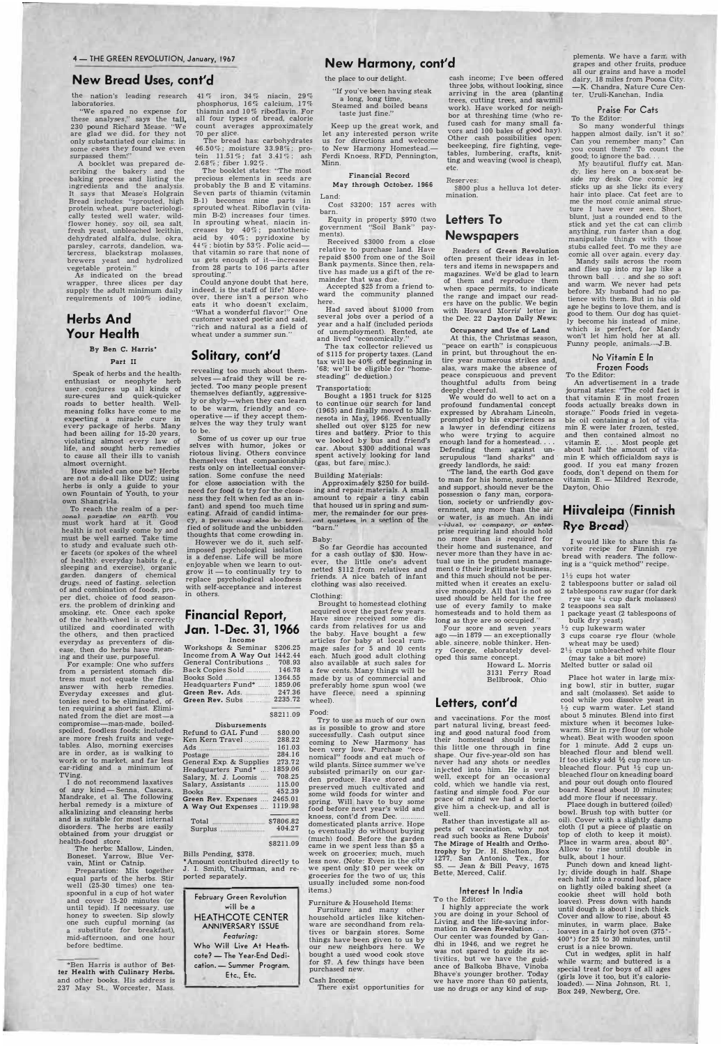## New Bread Uses, cont'd

the nation's leading research laboratories.

"We spared no expense for these analyses," says the tall, 230 pound Richard Mease. "We are glad we did, for they not only substantiated our claims: in some cases they found we even surpassed them!"

A booklet was prepared describing the bakery and the baking process and listing the ingredients and the analysis. It says that Mease's Holgrain Bread includes: "sprouted, high protein wheat, pure bacteriologically tested well water, wildflower honey, soy oil, sea salt, fresh yeast, unbleached lecithin, dehydrated alfalfa, dulse, okra, parsley, carrots, dandelion, watercress, blackstrap molasses, brewers yeast and hydrolized vegetable protein."

As indicated on the bread wrapper, three slices per day supply the adult minimum daily requirements of 100% iodine, 41% iron, 34% niacin, 29% phosphorus, 16% calcium, 17% thiamin and 10% riboflavin. For all four types of bread, calorie count averages approximately 70 per slice.

The bread has: carbohydrates 46.50%; moisture 33.98%; protein 11.51%; fat 3.41%; ash 2.68%; fiber 1.92%.

The booklet states: "The most precious elements in seeds are probably the B and E vitamins. Seven parts of thiamin (vitamin B-1) becomes nine parts in sprouted wheat. Riboflavin (vitamin B-2) increases four times. In sprouting wheat, niacin increases by 40%; pantothenic acid by 40%; pyridoxine by 44%; biotin by 53%. Folic acid—that vitamin so rare that none of us gets enough of it—increases from 28 parts to 106 parts after sprouting."

Could anyone doubt that here, indeed, is the staff of life? Moreover, there isn't a person who eats it who doesn't exclaim, "What a wonderful flavor!" One customer waxed poetic and said, "rich and natural as a field of wheat under a summer sun."

## Herbs And Your Health

**By Ben C. Harris***

**Part II**

Speak of herbs and the health-enthusiast or neophyte herb user conjures up all kinds of sure-cures and quick-quicker roads to better health. Well-meaning folks have come to me expecting a miracle cure in every package of herbs. Many had been ailing for 15-20 years, violating almost every law of life, and sought herb remedies to cause all their ills to vanish almost overnight.

How misled can one be? Herbs are not a do-all like DUZ; using herbs is only a guide to your own Fountain of Youth, to your own Shangri-la.

To reach the realm of a personal paradise on earth, you must work hard at it. Good health is not easily come by and must be well earned. Take time to study and evaluate such other facets (or spokes of the wheel of health): everyday habits (e.g., sleeping and exercise), organic garden, dangers of chemical drugs, need of fasting, selection of and combination of foods, proper diet, choice of food seasoners, the problem of drinking and smoking, etc. Once each spoke of the health-wheel is correctly utilized and coordinated with the others, and then practiced everyday as preventers of disease, then do herbs have meaning and their use, purposeful.

For example: One who suffers from a persistent stomach distress must not equate the final answer with herb remedies. Everyday excesses and gluttonies need to be eliminated, often requiring a short fast. Eliminated from the diet are most—a compromise—man-made, boiled-spoiled, foodless foods; included are more fresh fruits and vegetables. Also, morning exercises are in order, as is walking to work or to market, and far less car-riding and a minimum of TVing.

I do not recommend laxatives of any kind—Senna, Cascara, Mandrake, et al. The following herbal remedy is a mixture of alkalinizing and cleansing herbs and is suitable for most internal disorders. The herbs are easily obtained from your druggist or health-food store.

The herbs: Mallow, Linden, Boneset, Yarrow, Blue Vervain, Mint or Catnip.

Preparation: Mix together equal parts of the herbs. Stir well (25-30 times) one teaspoonful in a cup of hot water and cover 15-20 minutes (or until tepid). If necessary, use honey to sweeten. Sip slowly one such cupful morning (as a substitute for breakfast), mid-afternoon, and one hour before bedtime.

*Ben Harris is author of **Better Health with Culinary Herbs**, and other books. His address is 237 May St., Worcester, Mass.

## Solitary, cont'd

revealing too much about themselves — afraid they will be rejected. Too many people present themselves defiantly, aggressively or shyly—when they can learn to be warm, friendly and cooperative — if they accept themselves the way they truly want to be.

Some of us cover up our true selves with humor, jokes or riotous living. Others convince themselves that companionship rests only on intellectual conversation. Some confuse the need for close association with the need for food (a try for the closeness they felt when fed as an infant) and spend too much time eating. Afraid of candid intimacy, a person may also be terrified of solitude and the unbidden thoughts that come crowding in.

However we do it, such self-imposed psychological isolation is a defense. Life will be more enjoyable when we learn to outgrow it — to continually try to replace psychological aloofness with self-acceptance and interest in others.

## Financial Report, Jan. 1-Dec. 31, 1966

**Income**

| | |
|---|---|
| Workshops & Seminar | $206.25 |
| Income from **A Way Out** | 1442.44 |
| General Contributions | 708.93 |
| Back Copies Sold | 146.78 |
| Books Sold | 1364.55 |
| Headquarters Fund* | 1859.06 |
| **Green Rev.** Ads | 247.36 |
| **Green Rev.** Subs | 2235.72 |
| | $8211.09 |

**Disbursements**

| | |
|---|---|
| Refund to GAL Fund | $80.00 |
| Ken Kern Travel | 288.22 |
| Ads | 161.03 |
| Postage | 284.16 |
| General Exp. & Supplies | 273.72 |
| Headquarters Fund* | 1859.06 |
| Salary, M. J. Loomis | 708.25 |
| Salary, Assistants | 115.00 |
| Books | 452.39 |
| **Green Rev.** Expenses | 2465.01 |
| **A Way Out** Expenses | 1119.98 |
| Total | $7806.82 |
| Surplus | 404.27 |
| | $8211.09 |

Bills Pending, $378.

*Amount contributed directly to J. I. Smith, Chairman, and reported separately.

February Green Revolution will be a HEATHCOTE CENTER ANNIVERSARY ISSUE

Featuring:

Who Will Live At Heathcote? — The Year-End Dedication. — Summer Program. Etc., Etc.

## New Harmony, cont'd

the place to our delight.

"If you've been having steak
a long, long time,
Steamed and boiled beans
taste just fine."

Keep up the great work, and let any interested person write us for directions and welcome to New Harmony Homestead.— Ferdi Knoess, RFD, Pennington, Minn.

**Financial Record**
**May through October, 1966**

Land:

Cost $3200: 157 acres with barn.

Equity in property $970 (two government "Soil Bank" payments).

Received $3000 from a close relative to purchase land. Have repaid $500 from one of the Soil Bank payments. Since then, relative has made us a gift of the remainder that was due.

Accepted $25 from a friend toward the community planned here.

Had saved about $1000 from several jobs over a period of a year and a half (included periods of unemployment). Rented, ate and lived "economically."

The tax collector relieved us of $115 for property taxes. (Land tax will be 40% off beginning in '68; we'll be eligible for "homesteading" deduction.)

Transportation:

Bought a 1951 truck for $125 to continue our search for land (1965) and finally moved to Minnesota in May, 1966. Eventually shelled out over $125 for new tires and battery. Prior to this we looked by bus and friend's car. About $300 additional was spent actively looking for land (gas, but fare, misc.).

Building Materials:

Approximately $250 for building and repair materials. A small amount to repair a tiny cabin that housed us in spring and summer, the remainder for our present quarters in a section of the "barn."

Baby:

So far Geordie has accounted for a cash outlay of $30. However, the little one's advent netted $112 from relatives and friends. A nice batch of infant clothing was also received.

Clothing:

Brought to homestead clothing acquired over the past few years. Have since received some discards from relatives for us and the baby. Have bought a few articles for baby at local rummage sales for 5 and 10 cents each. Much good adult clothing also available at such sales for a few cents. Many things will be made by us of commercial and preferably home spun wool (we have fleece, need a spinning wheel).

Food:

Try to use as much of our own as is possible to grow and store successfully. Cash output since coming to New Harmony has been very low. Purchase "economical" foods and eat much of wild plants. Since summer we've subsisted primarily on our garden produce. Have stored and preserved much cultivated and some wild foods for winter and spring. Will have to buy some food before next year's wild and knoess, cont'd from Dec. ............ domesticated plants arrive. Hope to eventually do without buying (much) food. Before the garden came in we spent less than $5 a week on groceries; much, much less now. (Note: Even in the city we spent only $10 per week on groceries for the two of us; this usually included some non-food items.)

Furniture & Household Items:

Furniture and many other household articles like kitchenware are secondhand from relatives or bargain stores. Some things have been given to us by our new neighbors here. We bought a used wood cook stove for $7. A few things have been purchased new.

Cash Income:

There exist opportunities for cash income; I've been offered three jobs, without looking, since arriving in the area (planting trees, cutting trees, and sawmill work). Have worked for neighbor at threshing time (who refused cash for many small favors and 100 bales of good hay). Other cash possibilities open: beekeeping, fire fighting, vegetables, lumbering, crafts, knitting and weaving (wool is cheap), etc.

Reserves:

$800 plus a helluva lot determination.

## Letters To Newspapers

Readers of **Green Revolution** often present their ideas in letters and items in newspapers and magazines. We'd be glad to learn of them and reproduce them when space permits, to indicate the range and impact our readers have on the public. We begin with Howard Morris' letter in the Dec. 22 **Dayton Daily News:**

**Occupancy and Use of Land**

At this, the Christmas season, "peace on earth" is conspicuous in print, but throughout the entire year numerous strikes and, alas, wars make the absence of peace conspicuous and prevent thoughtful adults from being deeply cheerful.

We would do well to act on a profound fundamental concept expressed by Abraham Lincoln, prompted by his experiences as a lawyer in defending citizens who were trying to acquire enough land for a homestead. . . . Defending them against unscrupulous "land sharks" and greedy landlords, he said:

"The land, the earth God gave to man for his home, sustenance and support, should never be the possession o fany man, corporation, society or unfriendly government, any more than the air or water, is as much. An individual, or company, or enterprise requiring land should hold no more than is required for their home and sustenance, and never more than they have in actual use in the prudent management o ftheir legitimate business, and this much should not be permitted when it creates an exclusive monopoly. All that is not so used should be held for the free use of every family to make homesteads and to hold them as long as thye are so occupied."

Four score and seven years ago —in 1879 — an exceptionally able, sincere, noble thinker, Henry George, elaborately developed this same concept.

Howard L. Morris
3131 Ferry Road
Bellbrook, Ohio

## Letters, cont'd

and vaccinations. For the most part natural living, breast feeding and good natural food from their homestead should bring this little one through in fine shape. Our five-year-old son has never had any shots or needles injected into him. He is very well, except for an occasional cold, which we handle via rest, fasting and simple food. For our peace of mind we had a doctor give him a check-up, and all is well.

Rather than investigate all aspects of vaccination, why not read such books as Rene Dubois' **The Mirage of Health** and **Orthotrophy** by Dr. H. Shelton, Box 1277, San Antonio, Tex., for $5. — Jean & Bill Peavy, 1675 Bette, Merced, Calif.

### Interest In India

To the Editor:

I highly appreciate the work you are doing in your School of Living, and the life-saving information in **Green Revolution**. . . . Our center was founded by Gandhi in 1946, and we regret he was not spared to guide its activities, but we have the guidance of Balkoba Bhave, Vinoba Bhave's younger brother. Today we have more than 60 patients, use no drugs or any kind of supplements. We have a farm with grapes and other fruits, produce all our grains and have a model dairy, 18 miles from Poona City. —K. Chandra, Nature Cure Center, Uruli-Kanchan, India.

### Praise For Cats

To the Editor:

So many wonderful things happen almost daily, isn't it so? Can you remember many? Can you count them? To count the good; to ignore the bad. . . .

My beautiful, fluffy cat, Mandy, lies here on a box-seat beside my desk. One comic leg sticks up as she licks its every hair into place. Cat feet are to me the most comic animal structure I have ever seen. Short, blunt, just a rounded end to the stick and yet the cat can climb anything, run faster than a dog, manipulate things with those stubs called feet. To me they are comic all over again, every day.

Mandy sails across the room and flies up into my lap like a thrown ball . . . and she so soft and warm. We never had pets before. My husband had no patience with them. But in his old age he begins to love them, and is good to them. Our dog has quietly become his instead of mine, which is perfect, for Mandy won't let him hold her at all. Funny people, animals.—J.B.

### No Vitamin E In Frozen Foods

To the Editor:

An advertisement in a trade journal states: "The cold fact is that vitamin E in most frozen foods actually breaks down in storage." Foods fried in vegetable oil containing a lot of vitamin E were later frozen, tested, and then contained almost no vitamin E. . . . Most people get about half the amount of vitamin E which officialdom says is good. If you eat many frozen foods, don't depend on them for vitamin E. — Mildred Rexrode, Dayton, Ohio

## Hiivaleipa (Finnish Rye Bread)

I would like to share this favorite recipe for Finnish rye bread with readers. The following is a "quick method" recipe.

- 1½ cups hot water
- 2 tablespoons butter or salad oil
- 2 tablespoons raw sugar (for dark rye use ¼ cup dark molasses)
- 2 teaspoons sea salt
- 1 package yeast (2 tablespoons of bulk dry yeast)
- ½ cup lukewarm water
- 3 cups coarse rye flour (whole wheat may be used)
- 2½ cups unbleached white flour (may take a bit more)
- Melted butter or salad oil

Place hot water in large mixing bowl, stir in butter, sugar and salt (molasses). Set aside to cool while you dissolve yeast in ½ cup warm water. Let stand about 5 minutes. Blend into first mixture when it becomes lukewarm. Stir in rye flour (or whole wheat). Beat with wooden spoon for 1 minute. Add 2 cups unbleached flour and blend well. If too sticky add ½ cup more unbleached flour. Put ½ cup unbleached flour on kneading board and pour out dough onto floured board. Knead about 10 minutes; add more flour if necessary.

Place dough in buttered (oiled) bowl. Brush top with butter (or oil). Cover with a slightly damp cloth (I put a piece of plastic on top of cloth to keep it moist). Place in warm area, about 80°. Allow to rise until double in bulk, about 1 hour.

Punch down and knead lightly; divide dough in half. Shape each half into a round loaf, place on lightly oiled baking sheet (a cookie sheet will hold both loaves). Press down with hands until dough is about 1 inch thick. Cover and allow to rise, about 45 minutes, in warm place. Bake loaves in a fairly hot oven (375°-400°) for 25 to 30 minutes, until crust is a nice brown.

Cut in wedges, split in half while warm; and buttered is a special treat for boys of all ages (girls love it too, but it's calorie-loaded). — Nina Johnson, Rt. 1, Box 249, Newberg, Ore.